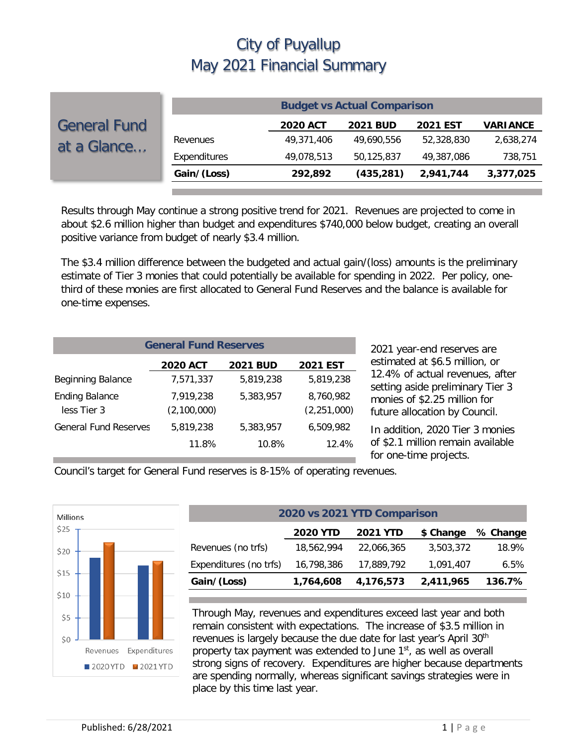# City of Puyallup
# May 2021 Financial Summary

## General Fund at a Glance…

| Budget vs Actual Comparison | | | | |
|---|---|---|---|---|
| | **2020 ACT** | **2021 BUD** | **2021 EST** | **VARIANCE** |
| Revenues | 49,371,406 | 49,690,556 | 52,328,830 | 2,638,274 |
| Expenditures | 49,078,513 | 50,125,837 | 49,387,086 | 738,751 |
| **Gain/(Loss)** | **292,892** | **(435,281)** | **2,941,744** | **3,377,025** |

Results through May continue a strong positive trend for 2021. Revenues are projected to come in about $2.6 million higher than budget and expenditures $740,000 below budget, creating an overall positive variance from budget of nearly $3.4 million.

The $3.4 million difference between the budgeted and actual gain/(loss) amounts is the preliminary estimate of Tier 3 monies that could potentially be available for spending in 2022. Per policy, one-third of these monies are first allocated to General Fund Reserves and the balance is available for one-time expenses.

| General Fund Reserves | | | |
|---|---|---|---|
| | **2020 ACT** | **2021 BUD** | **2021 EST** |
| Beginning Balance | 7,571,337 | 5,819,238 | 5,819,238 |
| Ending Balance | 7,919,238 | 5,383,957 | 8,760,982 |
| less Tier 3 | (2,100,000) | | (2,251,000) |
| General Fund Reserves | 5,819,238 | 5,383,957 | 6,509,982 |
| | 11.8% | 10.8% | 12.4% |

2021 year-end reserves are estimated at $6.5 million, or 12.4% of actual revenues, after setting aside preliminary Tier 3 monies of $2.25 million for future allocation by Council.

In addition, 2020 Tier 3 monies of $2.1 million remain available for one-time projects.

Council's target for General Fund reserves is 8-15% of operating revenues.

| 2020 vs 2021 YTD Comparison | | | | |
|---|---|---|---|---|
| | **2020 YTD** | **2021 YTD** | **$ Change** | **% Change** |
| Revenues (no trfs) | 18,562,994 | 22,066,365 | 3,503,372 | 18.9% |
| Expenditures (no trfs) | 16,798,386 | 17,889,792 | 1,091,407 | 6.5% |
| **Gain/(Loss)** | **1,764,608** | **4,176,573** | **2,411,965** | **136.7%** |

Through May, revenues and expenditures exceed last year and both remain consistent with expectations. The increase of $3.5 million in revenues is largely because the due date for last year's April 30th property tax payment was extended to June 1st, as well as overall strong signs of recovery. Expenditures are higher because departments are spending normally, whereas significant savings strategies were in place by this time last year.

Published: 6/28/2021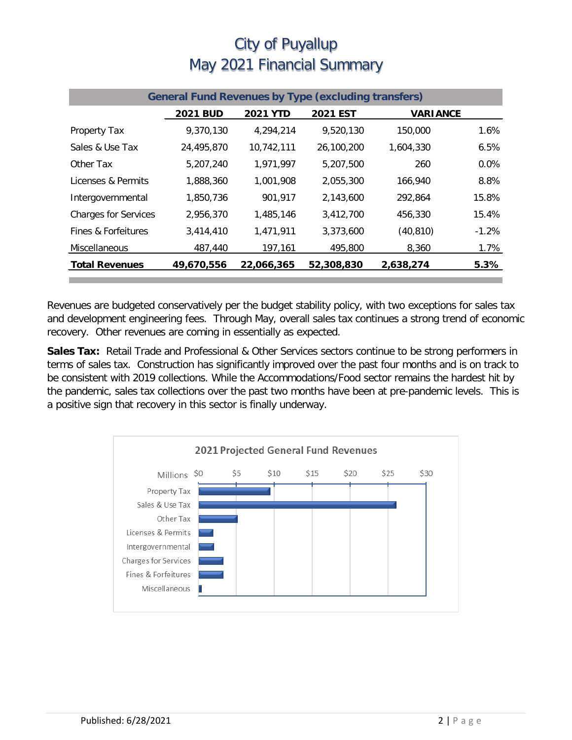# City of Puyallup
# May 2021 Financial Summary

| General Fund Revenues by Type (excluding transfers) | | | | | |
|---|---|---|---|---|---|
| | **2021 BUD** | **2021 YTD** | **2021 EST** | **VARIANCE** | |
| Property Tax | 9,370,130 | 4,294,214 | 9,520,130 | 150,000 | 1.6% |
| Sales & Use Tax | 24,495,870 | 10,742,111 | 26,100,200 | 1,604,330 | 6.5% |
| Other Tax | 5,207,240 | 1,971,997 | 5,207,500 | 260 | 0.0% |
| Licenses & Permits | 1,888,360 | 1,001,908 | 2,055,300 | 166,940 | 8.8% |
| Intergovernmental | 1,850,736 | 901,917 | 2,143,600 | 292,864 | 15.8% |
| Charges for Services | 2,956,370 | 1,485,146 | 3,412,700 | 456,330 | 15.4% |
| Fines & Forfeitures | 3,414,410 | 1,471,911 | 3,373,600 | (40,810) | -1.2% |
| Miscellaneous | 487,440 | 197,161 | 495,800 | 8,360 | 1.7% |
| **Total Revenues** | **49,670,556** | **22,066,365** | **52,308,830** | **2,638,274** | **5.3%** |

Revenues are budgeted conservatively per the budget stability policy, with two exceptions for sales tax and development engineering fees. Through May, overall sales tax continues a strong trend of economic recovery. Other revenues are coming in essentially as expected.

**Sales Tax:** Retail Trade and Professional & Other Services sectors continue to be strong performers in terms of sales tax. Construction has significantly improved over the past four months and is on track to be consistent with 2019 collections. While the Accommodations/Food sector remains the hardest hit by the pandemic, sales tax collections over the past two months have been at pre-pandemic levels. This is a positive sign that recovery in this sector is finally underway.

**2021 Projected General Fund Revenues**

Millions: $0, $5, $10, $15, $20, $25, $30

- Property Tax
- Sales & Use Tax
- Other Tax
- Licenses & Permits
- Intergovernmental
- Charges for Services
- Fines & Forfeitures
- Miscellaneous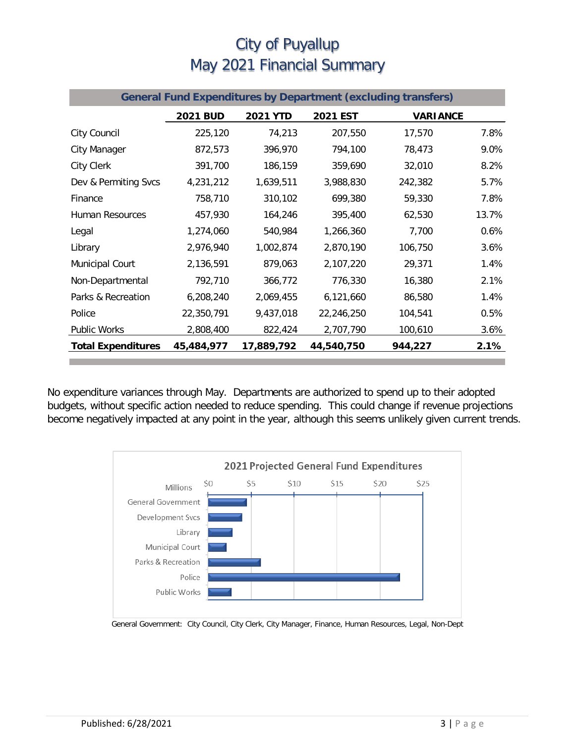# City of Puyallup
# May 2021 Financial Summary

| General Fund Expenditures by Department (excluding transfers) | | | | | |
|---|---|---|---|---|---|
| | **2021 BUD** | **2021 YTD** | **2021 EST** | **VARIANCE** | |
| City Council | 225,120 | 74,213 | 207,550 | 17,570 | 7.8% |
| City Manager | 872,573 | 396,970 | 794,100 | 78,473 | 9.0% |
| City Clerk | 391,700 | 186,159 | 359,690 | 32,010 | 8.2% |
| Dev & Permiting Svcs | 4,231,212 | 1,639,511 | 3,988,830 | 242,382 | 5.7% |
| Finance | 758,710 | 310,102 | 699,380 | 59,330 | 7.8% |
| Human Resources | 457,930 | 164,246 | 395,400 | 62,530 | 13.7% |
| Legal | 1,274,060 | 540,984 | 1,266,360 | 7,700 | 0.6% |
| Library | 2,976,940 | 1,002,874 | 2,870,190 | 106,750 | 3.6% |
| Municipal Court | 2,136,591 | 879,063 | 2,107,220 | 29,371 | 1.4% |
| Non-Departmental | 792,710 | 366,772 | 776,330 | 16,380 | 2.1% |
| Parks & Recreation | 6,208,240 | 2,069,455 | 6,121,660 | 86,580 | 1.4% |
| Police | 22,350,791 | 9,437,018 | 22,246,250 | 104,541 | 0.5% |
| Public Works | 2,808,400 | 822,424 | 2,707,790 | 100,610 | 3.6% |
| **Total Expenditures** | **45,484,977** | **17,889,792** | **44,540,750** | **944,227** | **2.1%** |

No expenditure variances through May. Departments are authorized to spend up to their adopted budgets, without specific action needed to reduce spending. This could change if revenue projections become negatively impacted at any point in the year, although this seems unlikely given current trends.

**2021 Projected General Fund Expenditures**

General Government: City Council, City Clerk, City Manager, Finance, Human Resources, Legal, Non-Dept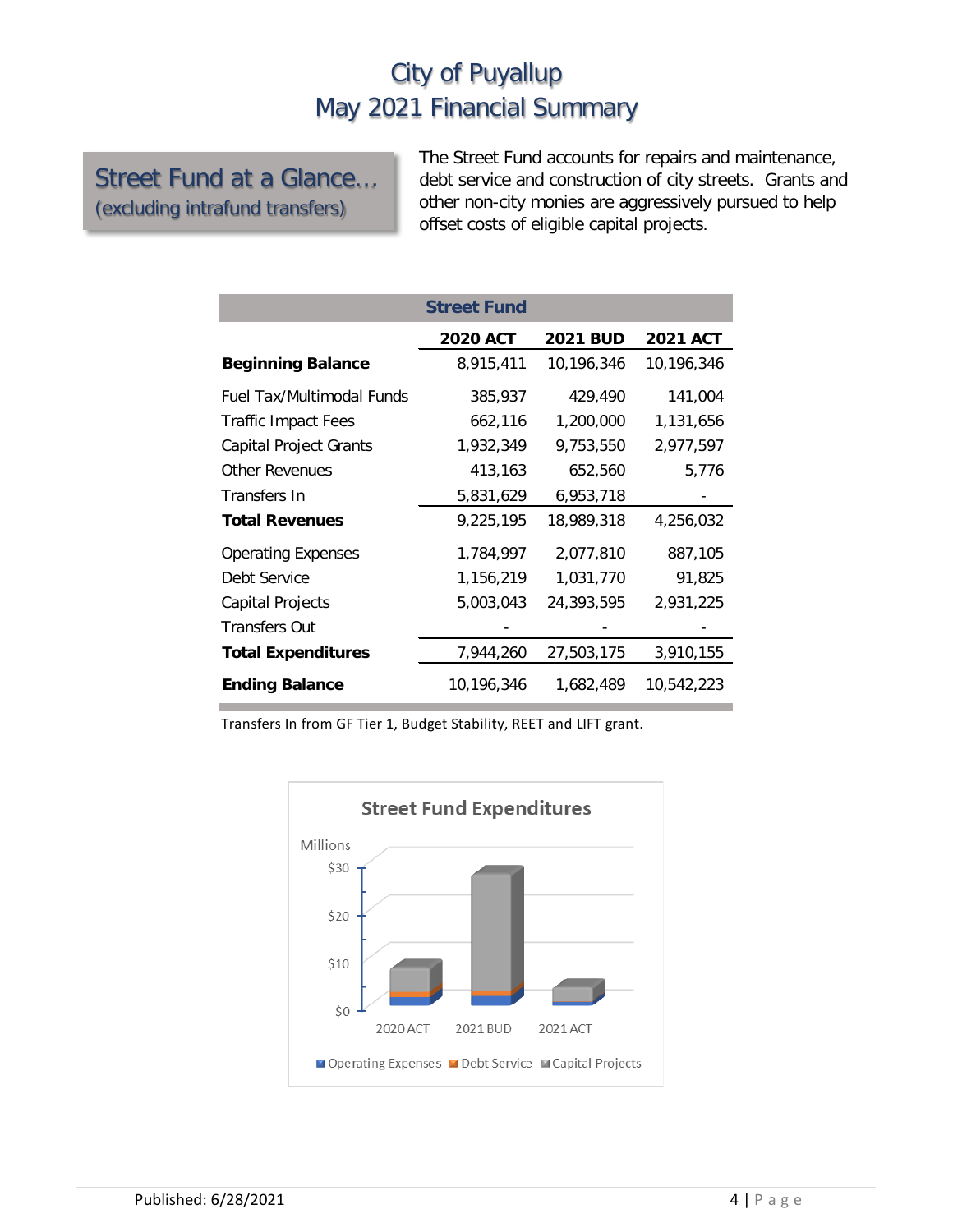## Street Fund at a Glance…
(excluding intrafund transfers)

The Street Fund accounts for repairs and maintenance, debt service and construction of city streets. Grants and other non-city monies are aggressively pursued to help offset costs of eligible capital projects.

| Street Fund | 2020 ACT | 2021 BUD | 2021 ACT |
|---|---|---|---|
| **Beginning Balance** | 8,915,411 | 10,196,346 | 10,196,346 |
| Fuel Tax/Multimodal Funds | 385,937 | 429,490 | 141,004 |
| Traffic Impact Fees | 662,116 | 1,200,000 | 1,131,656 |
| Capital Project Grants | 1,932,349 | 9,753,550 | 2,977,597 |
| Other Revenues | 413,163 | 652,560 | 5,776 |
| Transfers In | 5,831,629 | 6,953,718 | - |
| **Total Revenues** | 9,225,195 | 18,989,318 | 4,256,032 |
| Operating Expenses | 1,784,997 | 2,077,810 | 887,105 |
| Debt Service | 1,156,219 | 1,031,770 | 91,825 |
| Capital Projects | 5,003,043 | 24,393,595 | 2,931,225 |
| Transfers Out | - | - | - |
| **Total Expenditures** | 7,944,260 | 27,503,175 | 3,910,155 |
| **Ending Balance** | 10,196,346 | 1,682,489 | 10,542,223 |

Transfers In from GF Tier 1, Budget Stability, REET and LIFT grant.

Street Fund Expenditures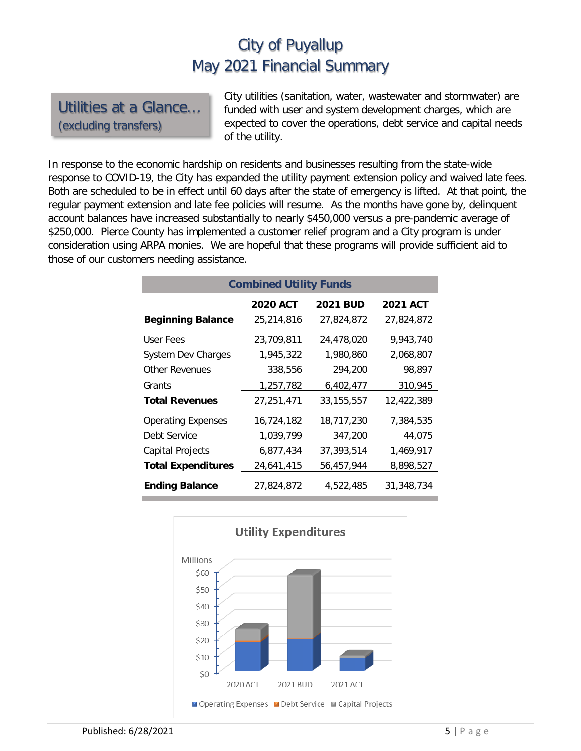# City of Puyallup
## May 2021 Financial Summary

### Utilities at a Glance… (excluding transfers)

City utilities (sanitation, water, wastewater and stormwater) are funded with user and system development charges, which are expected to cover the operations, debt service and capital needs of the utility.

In response to the economic hardship on residents and businesses resulting from the state-wide response to COVID-19, the City has expanded the utility payment extension policy and waived late fees. Both are scheduled to be in effect until 60 days after the state of emergency is lifted. At that point, the regular payment extension and late fee policies will resume. As the months have gone by, delinquent account balances have increased substantially to nearly $450,000 versus a pre-pandemic average of $250,000. Pierce County has implemented a customer relief program and a City program is under consideration using ARPA monies. We are hopeful that these programs will provide sufficient aid to those of our customers needing assistance.

**Combined Utility Funds**

| | 2020 ACT | 2021 BUD | 2021 ACT |
|---|---|---|---|
| **Beginning Balance** | 25,214,816 | 27,824,872 | 27,824,872 |
| User Fees | 23,709,811 | 24,478,020 | 9,943,740 |
| System Dev Charges | 1,945,322 | 1,980,860 | 2,068,807 |
| Other Revenues | 338,556 | 294,200 | 98,897 |
| Grants | 1,257,782 | 6,402,477 | 310,945 |
| **Total Revenues** | 27,251,471 | 33,155,557 | 12,422,389 |
| Operating Expenses | 16,724,182 | 18,717,230 | 7,384,535 |
| Debt Service | 1,039,799 | 347,200 | 44,075 |
| Capital Projects | 6,877,434 | 37,393,514 | 1,469,917 |
| **Total Expenditures** | 24,641,415 | 56,457,944 | 8,898,527 |
| **Ending Balance** | 27,824,872 | 4,522,485 | 31,348,734 |

Utility Expenditures

Millions: $0, $10, $20, $30, $40, $50, $60

2020 ACT, 2021 BUD, 2021 ACT

Operating Expenses, Debt Service, Capital Projects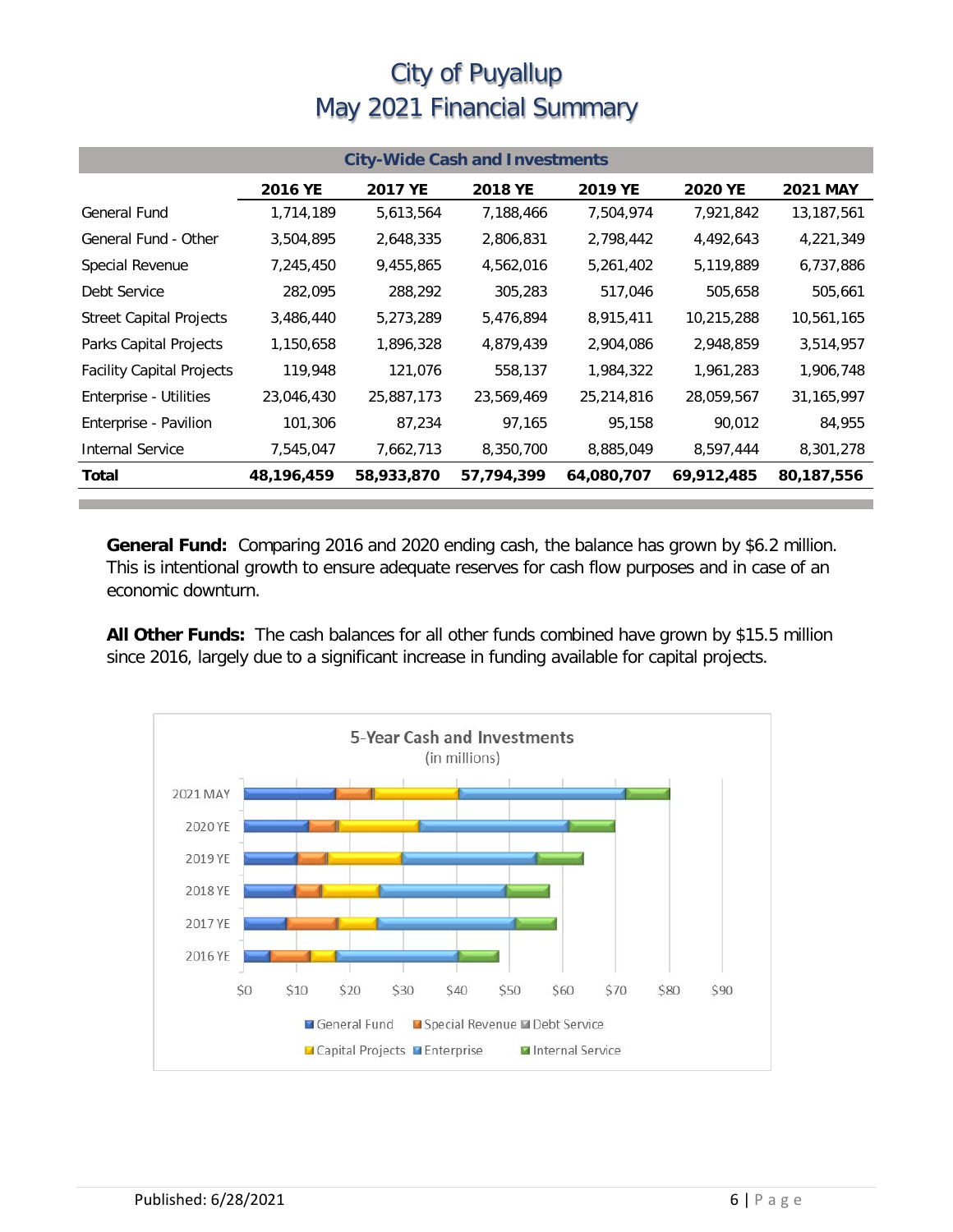# City of Puyallup
# May 2021 Financial Summary

| City-Wide Cash and Investments | | | | | | |
|---|---|---|---|---|---|---|
| | **2016 YE** | **2017 YE** | **2018 YE** | **2019 YE** | **2020 YE** | **2021 MAY** |
| General Fund | 1,714,189 | 5,613,564 | 7,188,466 | 7,504,974 | 7,921,842 | 13,187,561 |
| General Fund - Other | 3,504,895 | 2,648,335 | 2,806,831 | 2,798,442 | 4,492,643 | 4,221,349 |
| Special Revenue | 7,245,450 | 9,455,865 | 4,562,016 | 5,261,402 | 5,119,889 | 6,737,886 |
| Debt Service | 282,095 | 288,292 | 305,283 | 517,046 | 505,658 | 505,661 |
| Street Capital Projects | 3,486,440 | 5,273,289 | 5,476,894 | 8,915,411 | 10,215,288 | 10,561,165 |
| Parks Capital Projects | 1,150,658 | 1,896,328 | 4,879,439 | 2,904,086 | 2,948,859 | 3,514,957 |
| Facility Capital Projects | 119,948 | 121,076 | 558,137 | 1,984,322 | 1,961,283 | 1,906,748 |
| Enterprise - Utilities | 23,046,430 | 25,887,173 | 23,569,469 | 25,214,816 | 28,059,567 | 31,165,997 |
| Enterprise - Pavilion | 101,306 | 87,234 | 97,165 | 95,158 | 90,012 | 84,955 |
| Internal Service | 7,545,047 | 7,662,713 | 8,350,700 | 8,885,049 | 8,597,444 | 8,301,278 |
| **Total** | **48,196,459** | **58,933,870** | **57,794,399** | **64,080,707** | **69,912,485** | **80,187,556** |

**General Fund:** Comparing 2016 and 2020 ending cash, the balance has grown by $6.2 million. This is intentional growth to ensure adequate reserves for cash flow purposes and in case of an economic downturn.

**All Other Funds:** The cash balances for all other funds combined have grown by $15.5 million since 2016, largely due to a significant increase in funding available for capital projects.

**5-Year Cash and Investments**
(in millions)

Legend: General Fund, Special Revenue, Debt Service, Capital Projects, Enterprise, Internal Service

Categories: 2021 MAY, 2020 YE, 2019 YE, 2018 YE, 2017 YE, 2016 YE

Axis: $0, $10, $20, $30, $40, $50, $60, $70, $80, $90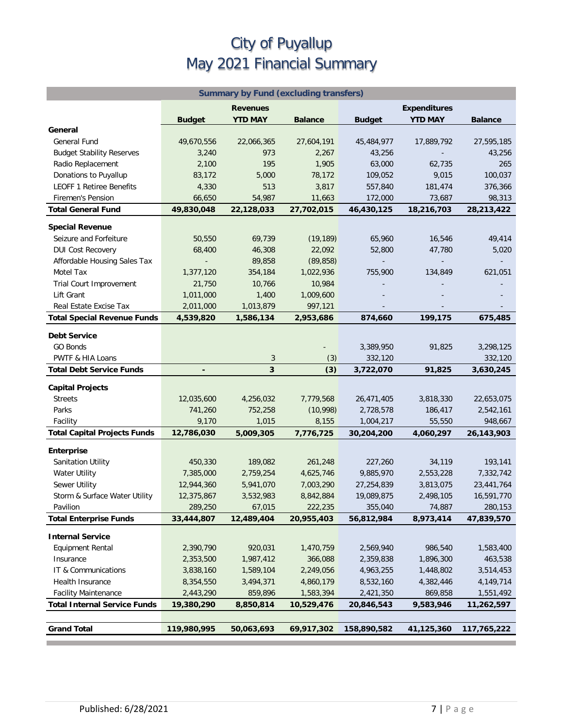# City of Puyallup
# May 2021 Financial Summary

| Summary by Fund (excluding transfers) | | | | | | |
|---|---|---|---|---|---|---|
| | Revenues | | | Expenditures | | |
| | **Budget** | **YTD MAY** | **Balance** | **Budget** | **YTD MAY** | **Balance** |
| **General** | | | | | | |
| General Fund | 49,670,556 | 22,066,365 | 27,604,191 | 45,484,977 | 17,889,792 | 27,595,185 |
| Budget Stability Reserves | 3,240 | 973 | 2,267 | 43,256 | - | 43,256 |
| Radio Replacement | 2,100 | 195 | 1,905 | 63,000 | 62,735 | 265 |
| Donations to Puyallup | 83,172 | 5,000 | 78,172 | 109,052 | 9,015 | 100,037 |
| LEOFF 1 Retiree Benefits | 4,330 | 513 | 3,817 | 557,840 | 181,474 | 376,366 |
| Firemen's Pension | 66,650 | 54,987 | 11,663 | 172,000 | 73,687 | 98,313 |
| **Total General Fund** | **49,830,048** | **22,128,033** | **27,702,015** | **46,430,125** | **18,216,703** | **28,213,422** |
| **Special Revenue** | | | | | | |
| Seizure and Forfeiture | 50,550 | 69,739 | (19,189) | 65,960 | 16,546 | 49,414 |
| DUI Cost Recovery | 68,400 | 46,308 | 22,092 | 52,800 | 47,780 | 5,020 |
| Affordable Housing Sales Tax | - | 89,858 | (89,858) | - | - | - |
| Motel Tax | 1,377,120 | 354,184 | 1,022,936 | 755,900 | 134,849 | 621,051 |
| Trial Court Improvement | 21,750 | 10,766 | 10,984 | - | - | - |
| Lift Grant | 1,011,000 | 1,400 | 1,009,600 | - | - | - |
| Real Estate Excise Tax | 2,011,000 | 1,013,879 | 997,121 | - | - | - |
| **Total Special Revenue Funds** | **4,539,820** | **1,586,134** | **2,953,686** | **874,660** | **199,175** | **675,485** |
| **Debt Service** | | | | | | |
| GO Bonds | | | - | 3,389,950 | 91,825 | 3,298,125 |
| PWTF & HIA Loans | | 3 | (3) | 332,120 | | 332,120 |
| **Total Debt Service Funds** | **-** | **3** | **(3)** | **3,722,070** | **91,825** | **3,630,245** |
| **Capital Projects** | | | | | | |
| Streets | 12,035,600 | 4,256,032 | 7,779,568 | 26,471,405 | 3,818,330 | 22,653,075 |
| Parks | 741,260 | 752,258 | (10,998) | 2,728,578 | 186,417 | 2,542,161 |
| Facility | 9,170 | 1,015 | 8,155 | 1,004,217 | 55,550 | 948,667 |
| **Total Capital Projects Funds** | **12,786,030** | **5,009,305** | **7,776,725** | **30,204,200** | **4,060,297** | **26,143,903** |
| **Enterprise** | | | | | | |
| Sanitation Utility | 450,330 | 189,082 | 261,248 | 227,260 | 34,119 | 193,141 |
| Water Utility | 7,385,000 | 2,759,254 | 4,625,746 | 9,885,970 | 2,553,228 | 7,332,742 |
| Sewer Utility | 12,944,360 | 5,941,070 | 7,003,290 | 27,254,839 | 3,813,075 | 23,441,764 |
| Storm & Surface Water Utility | 12,375,867 | 3,532,983 | 8,842,884 | 19,089,875 | 2,498,105 | 16,591,770 |
| Pavilion | 289,250 | 67,015 | 222,235 | 355,040 | 74,887 | 280,153 |
| **Total Enterprise Funds** | **33,444,807** | **12,489,404** | **20,955,403** | **56,812,984** | **8,973,414** | **47,839,570** |
| **Internal Service** | | | | | | |
| Equipment Rental | 2,390,790 | 920,031 | 1,470,759 | 2,569,940 | 986,540 | 1,583,400 |
| Insurance | 2,353,500 | 1,987,412 | 366,088 | 2,359,838 | 1,896,300 | 463,538 |
| IT & Communications | 3,838,160 | 1,589,104 | 2,249,056 | 4,963,255 | 1,448,802 | 3,514,453 |
| Health Insurance | 8,354,550 | 3,494,371 | 4,860,179 | 8,532,160 | 4,382,446 | 4,149,714 |
| Facility Maintenance | 2,443,290 | 859,896 | 1,583,394 | 2,421,350 | 869,858 | 1,551,492 |
| **Total Internal Service Funds** | **19,380,290** | **8,850,814** | **10,529,476** | **20,846,543** | **9,583,946** | **11,262,597** |
| **Grand Total** | **119,980,995** | **50,063,693** | **69,917,302** | **158,890,582** | **41,125,360** | **117,765,222** |

Published: 6/28/2021